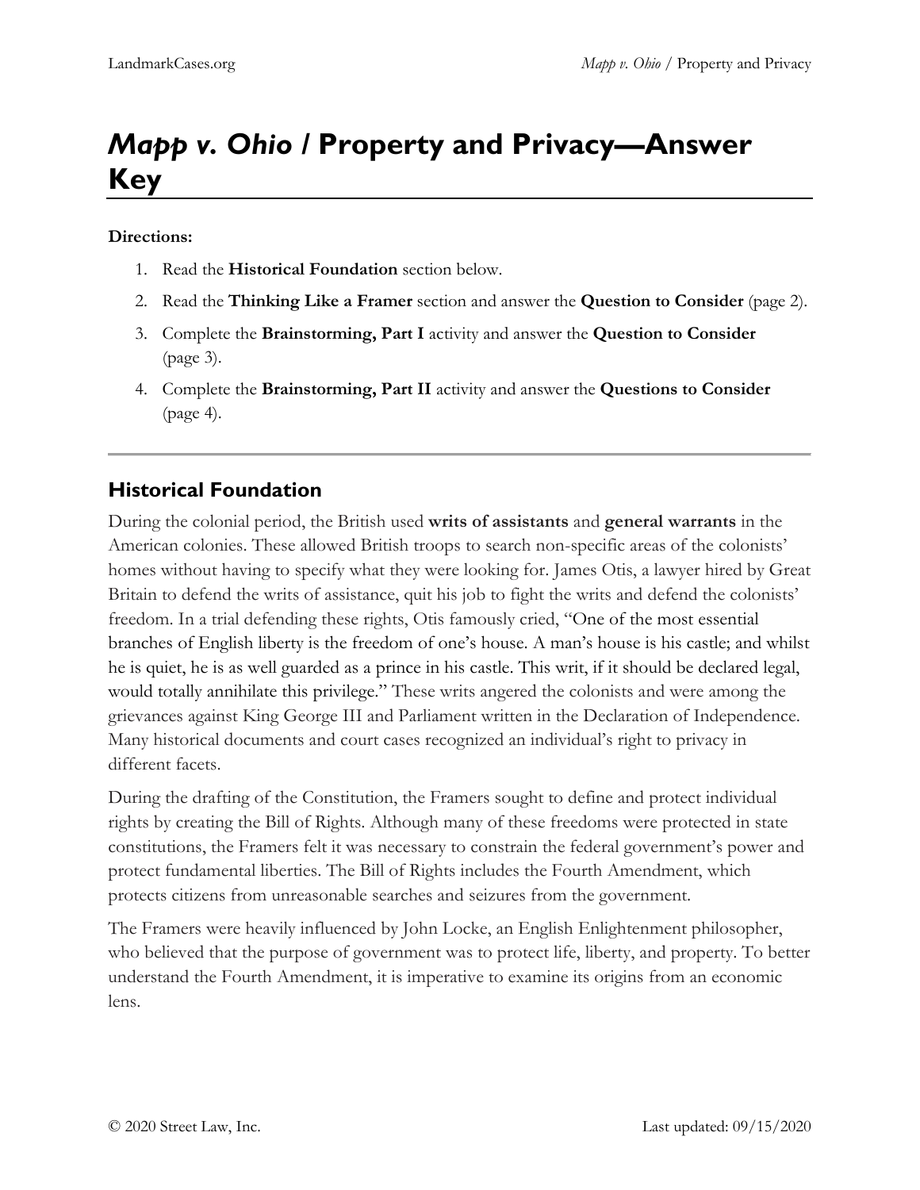# *Mapp v. Ohio* / Property and Privacy—Answer Key

**Directions:**

1. Read the **Historical Foundation** section below.
2. Read the **Thinking Like a Framer** section and answer the **Question to Consider** (page 2).
3. Complete the **Brainstorming, Part I** activity and answer the **Question to Consider** (page 3).
4. Complete the **Brainstorming, Part II** activity and answer the **Questions to Consider** (page 4).

---

## Historical Foundation

During the colonial period, the British used **writs of assistants** and **general warrants** in the American colonies. These allowed British troops to search non-specific areas of the colonists' homes without having to specify what they were looking for. James Otis, a lawyer hired by Great Britain to defend the writs of assistance, quit his job to fight the writs and defend the colonists' freedom. In a trial defending these rights, Otis famously cried, "One of the most essential branches of English liberty is the freedom of one's house. A man's house is his castle; and whilst he is quiet, he is as well guarded as a prince in his castle. This writ, if it should be declared legal, would totally annihilate this privilege." These writs angered the colonists and were among the grievances against King George III and Parliament written in the Declaration of Independence. Many historical documents and court cases recognized an individual's right to privacy in different facets.

During the drafting of the Constitution, the Framers sought to define and protect individual rights by creating the Bill of Rights. Although many of these freedoms were protected in state constitutions, the Framers felt it was necessary to constrain the federal government's power and protect fundamental liberties. The Bill of Rights includes the Fourth Amendment, which protects citizens from unreasonable searches and seizures from the government.

The Framers were heavily influenced by John Locke, an English Enlightenment philosopher, who believed that the purpose of government was to protect life, liberty, and property. To better understand the Fourth Amendment, it is imperative to examine its origins from an economic lens.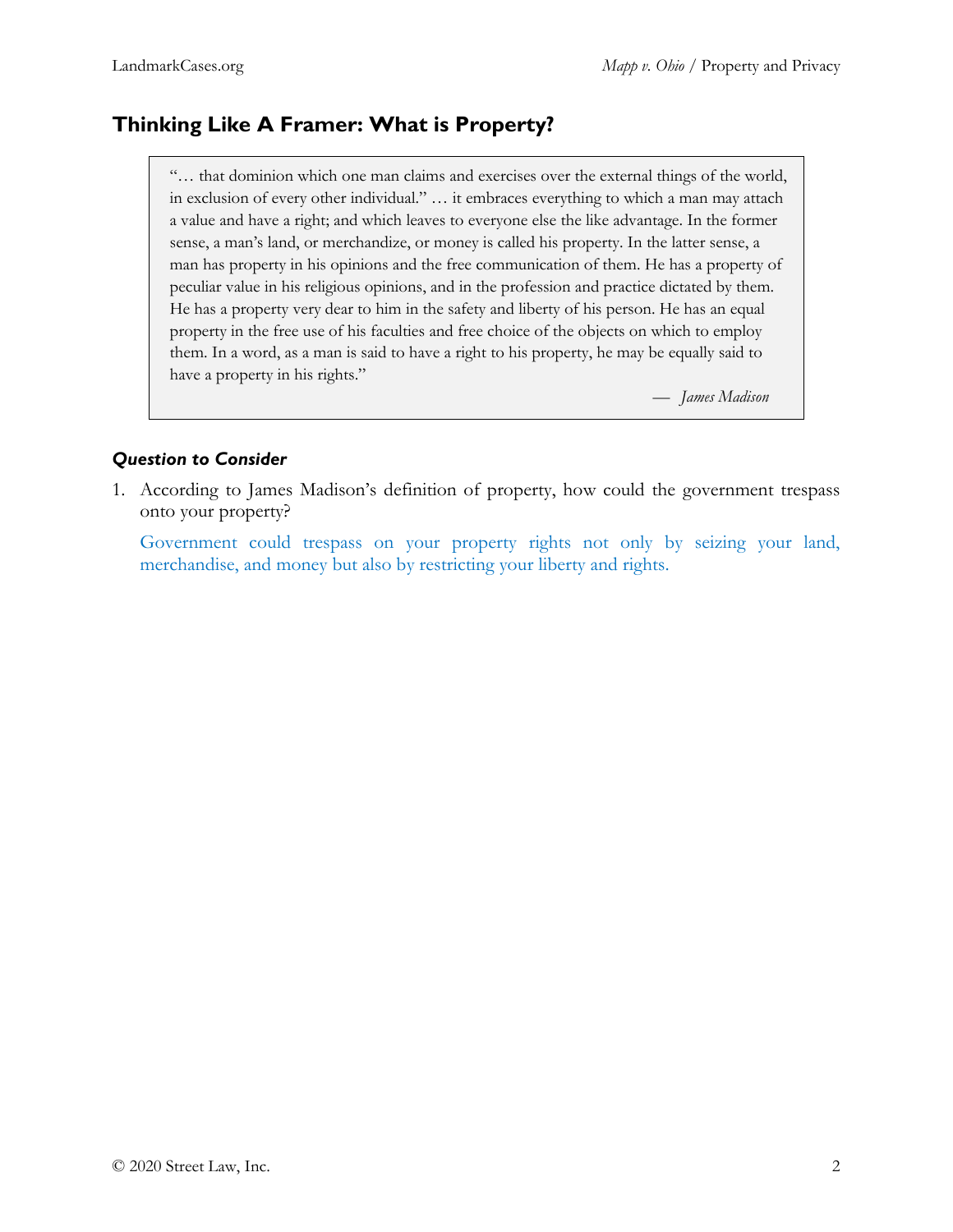## Thinking Like A Framer: What is Property?

> "… that dominion which one man claims and exercises over the external things of the world, in exclusion of every other individual." … it embraces everything to which a man may attach a value and have a right; and which leaves to everyone else the like advantage. In the former sense, a man's land, or merchandize, or money is called his property. In the latter sense, a man has property in his opinions and the free communication of them. He has a property of peculiar value in his religious opinions, and in the profession and practice dictated by them. He has a property very dear to him in the safety and liberty of his person. He has an equal property in the free use of his faculties and free choice of the objects on which to employ them. In a word, as a man is said to have a right to his property, he may be equally said to have a property in his rights."
>
> — *James Madison*

### *Question to Consider*

1. According to James Madison's definition of property, how could the government trespass onto your property?

   Government could trespass on your property rights not only by seizing your land, merchandise, and money but also by restricting your liberty and rights.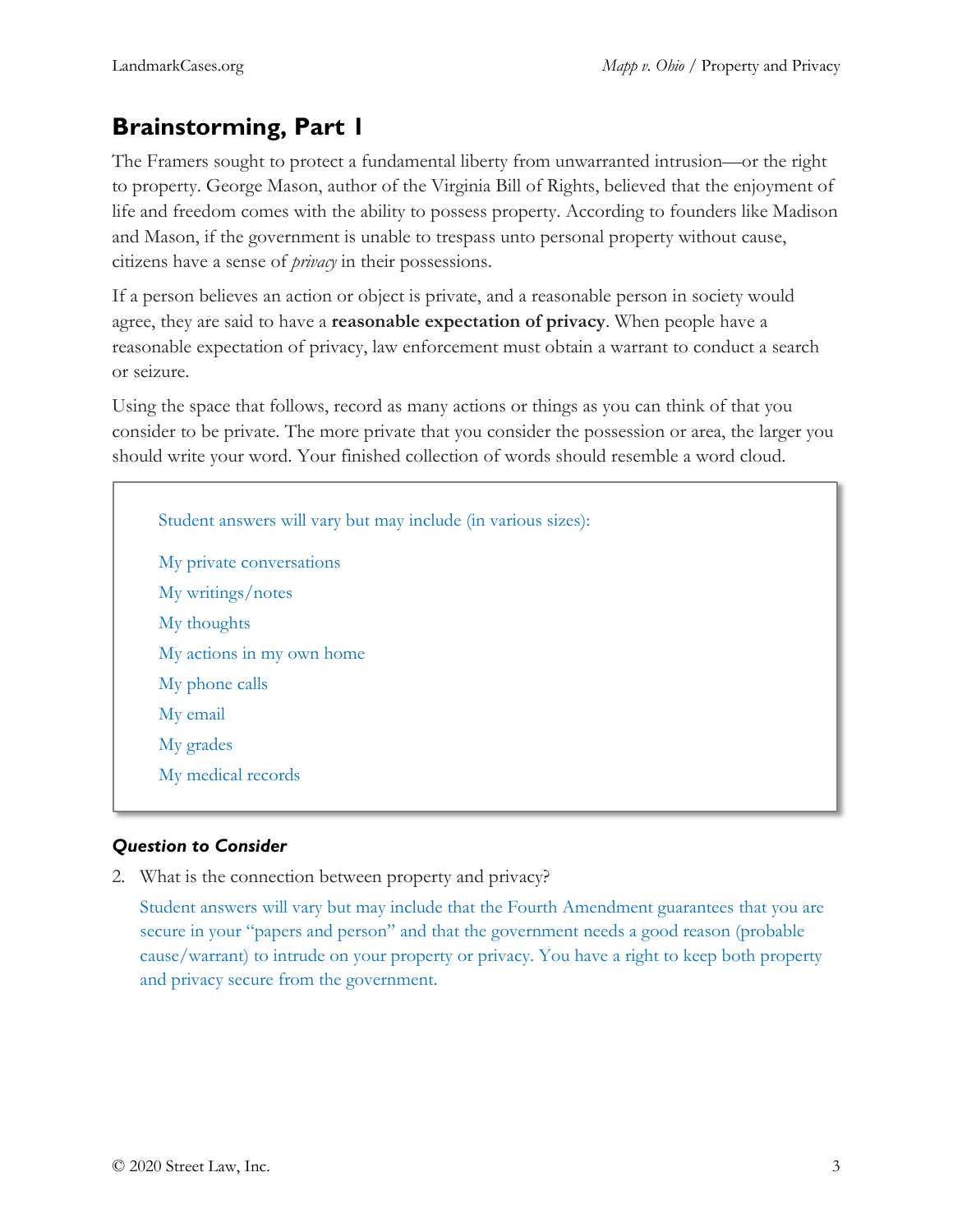## Brainstorming, Part 1

The Framers sought to protect a fundamental liberty from unwarranted intrusion—or the right to property. George Mason, author of the Virginia Bill of Rights, believed that the enjoyment of life and freedom comes with the ability to possess property. According to founders like Madison and Mason, if the government is unable to trespass unto personal property without cause, citizens have a sense of *privacy* in their possessions.

If a person believes an action or object is private, and a reasonable person in society would agree, they are said to have a **reasonable expectation of privacy**. When people have a reasonable expectation of privacy, law enforcement must obtain a warrant to conduct a search or seizure.

Using the space that follows, record as many actions or things as you can think of that you consider to be private. The more private that you consider the possession or area, the larger you should write your word. Your finished collection of words should resemble a word cloud.

> Student answers will vary but may include (in various sizes):
>
> My private conversations
> My writings/notes
> My thoughts
> My actions in my own home
> My phone calls
> My email
> My grades
> My medical records

### *Question to Consider*

2. What is the connection between property and privacy?

   Student answers will vary but may include that the Fourth Amendment guarantees that you are secure in your "papers and person" and that the government needs a good reason (probable cause/warrant) to intrude on your property or privacy. You have a right to keep both property and privacy secure from the government.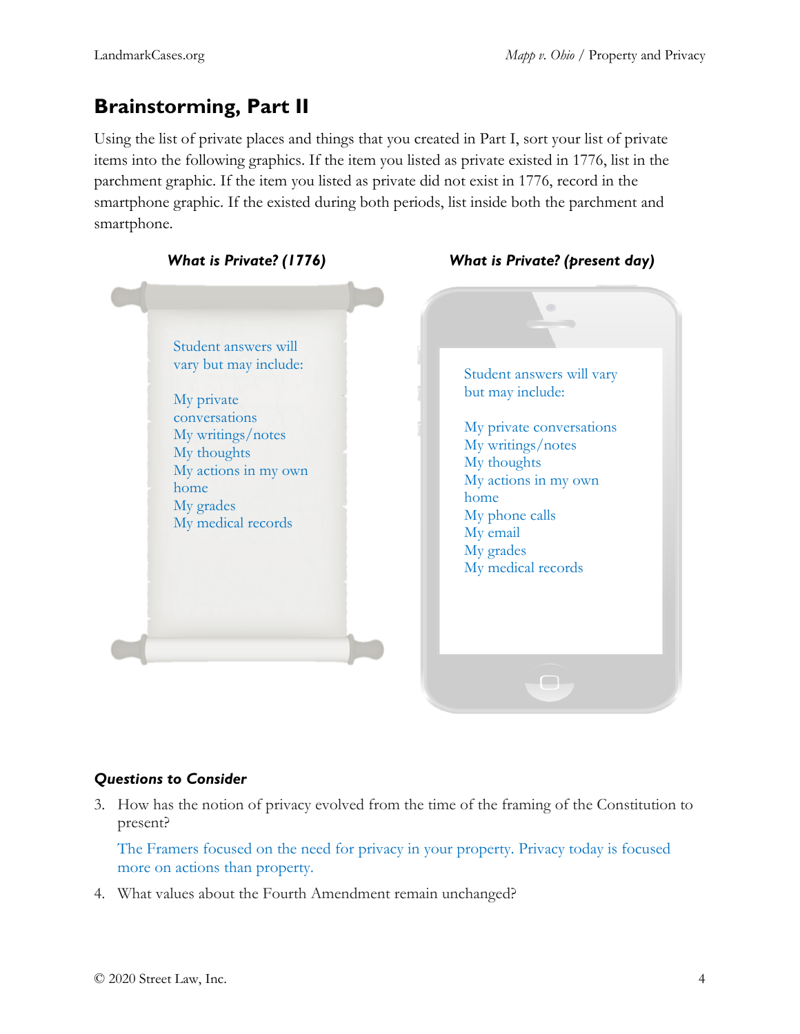## Brainstorming, Part II

Using the list of private places and things that you created in Part I, sort your list of private items into the following graphics. If the item you listed as private existed in 1776, list in the parchment graphic. If the item you listed as private did not exist in 1776, record in the smartphone graphic. If the existed during both periods, list inside both the parchment and smartphone.

***What is Private? (1776)***

Student answers will vary but may include:

My private conversations
My writings/notes
My thoughts
My actions in my own home
My grades
My medical records

***What is Private? (present day)***

Student answers will vary but may include:

My private conversations
My writings/notes
My thoughts
My actions in my own home
My phone calls
My email
My grades
My medical records

### *Questions to Consider*

3. How has the notion of privacy evolved from the time of the framing of the Constitution to present?

   The Framers focused on the need for privacy in your property. Privacy today is focused more on actions than property.

4. What values about the Fourth Amendment remain unchanged?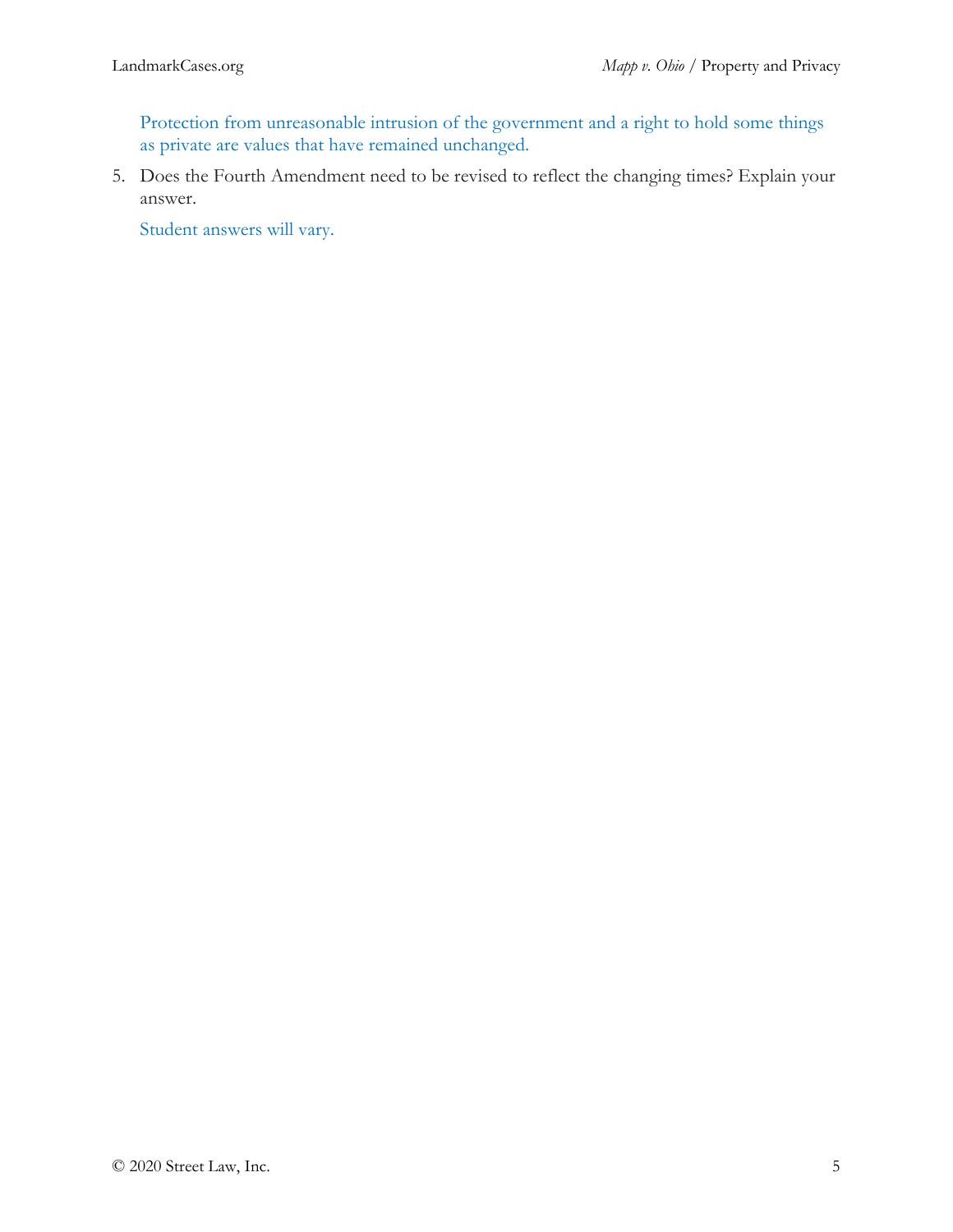Protection from unreasonable intrusion of the government and a right to hold some things as private are values that have remained unchanged.

5. Does the Fourth Amendment need to be revised to reflect the changing times? Explain your answer.

   Student answers will vary.

© 2020 Street Law, Inc.